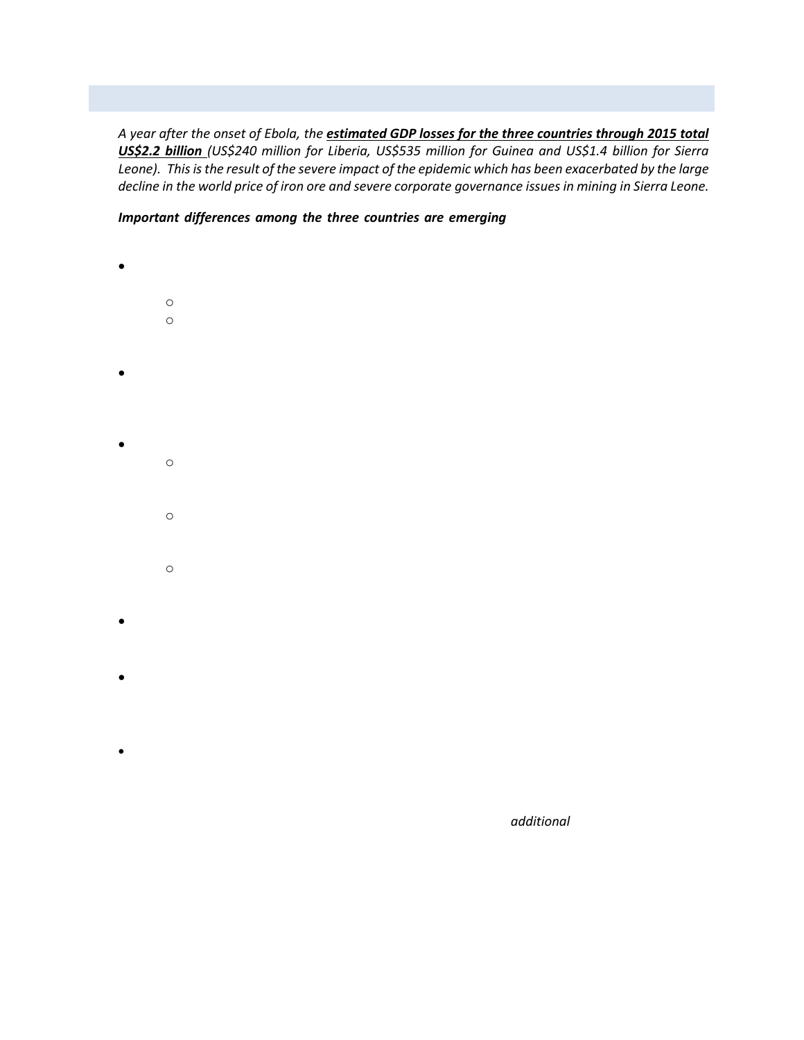*A year after the onset of Ebola, the **estimated GDP losses for the three countries through 2015 total US$2.2 billion** (US$240 million for Liberia, US$535 million for Guinea and US$1.4 billion for Sierra Leone). This is the result of the severe impact of the epidemic which has been exacerbated by the large decline in the world price of iron ore and severe corporate governance issues in mining in Sierra Leone.*

***Important differences among the three countries are emerging***

*additional*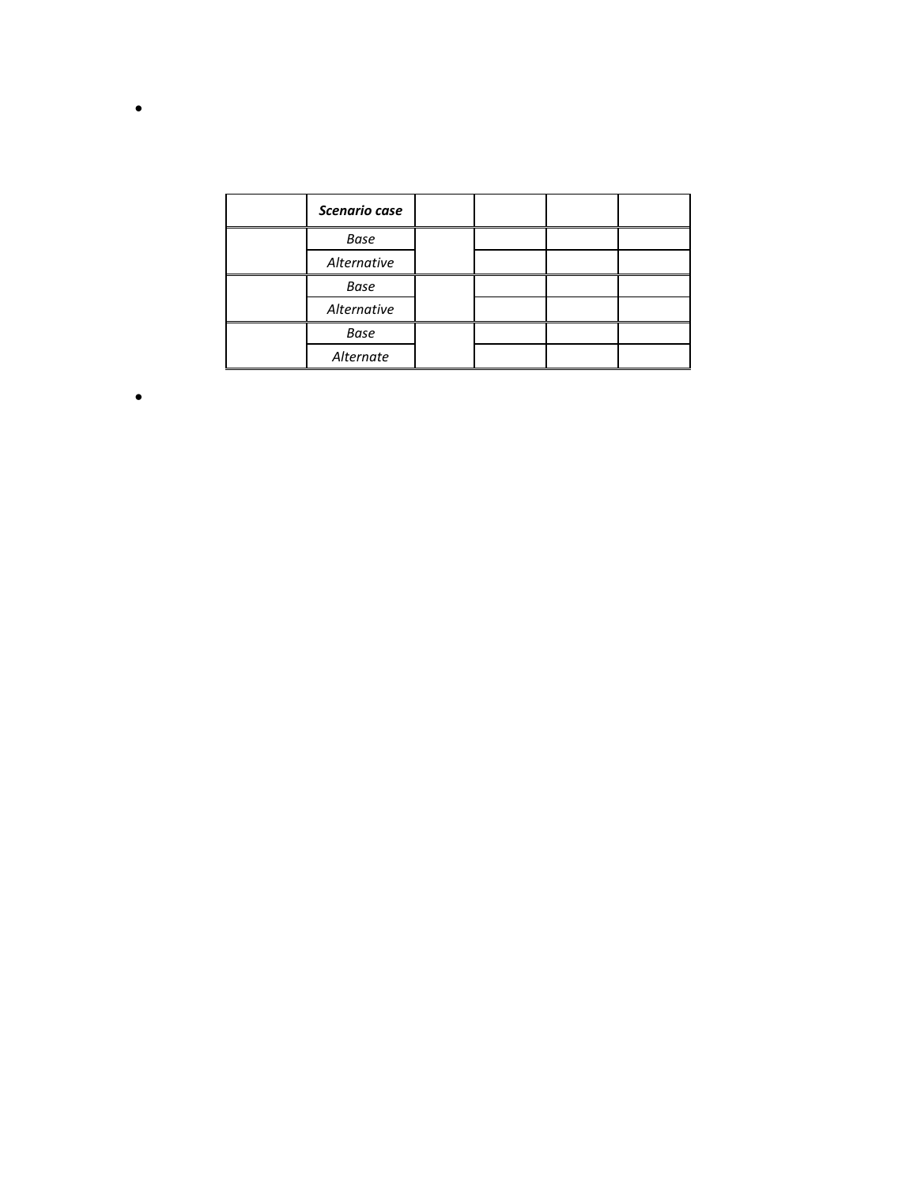- 

| | ***Scenario case*** | | | | |
|---|---|---|---|---|---|
| | *Base* | | | | |
| | *Alternative* | | | | |
| | *Base* | | | | |
| | *Alternative* | | | | |
| | *Base* | | | | |
| | *Alternate* | | | | |

-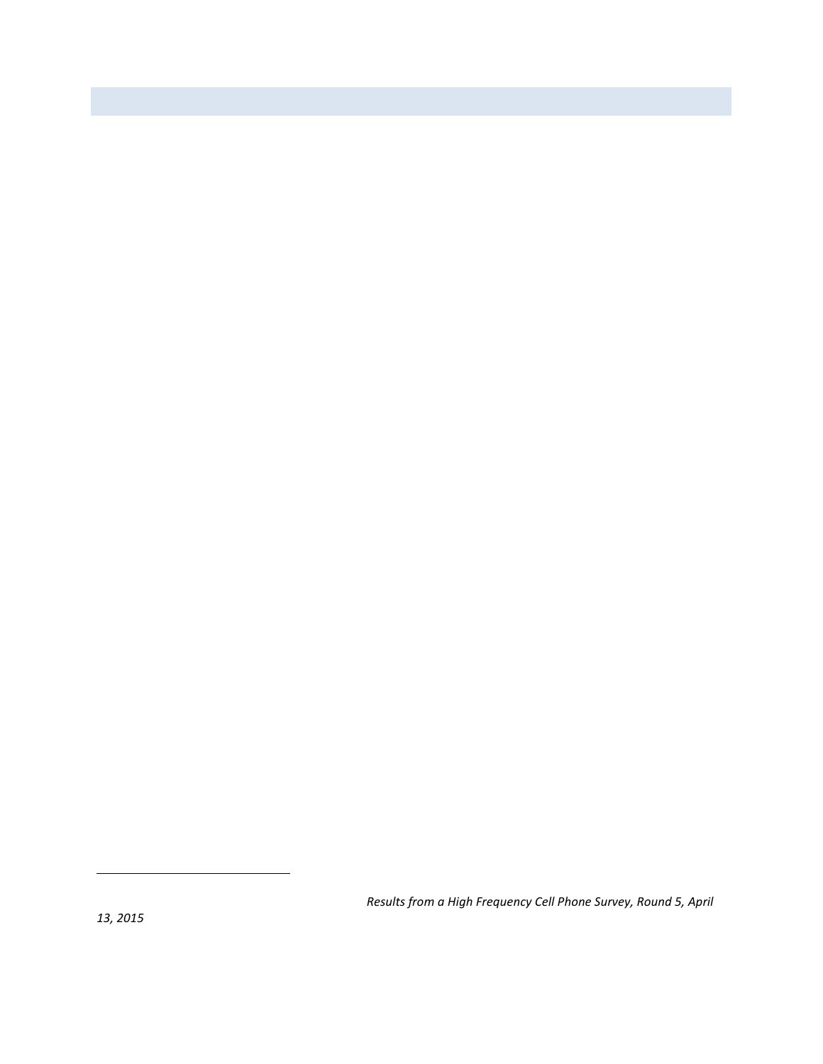*Results from a High Frequency Cell Phone Survey, Round 5, April 13, 2015*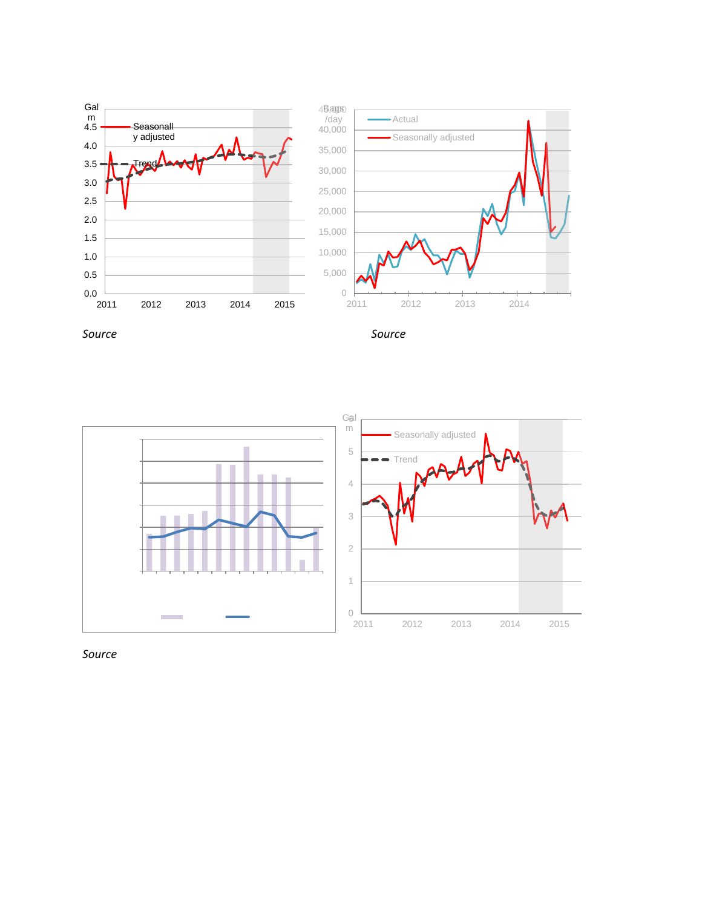*Source*

*Source*

*Source*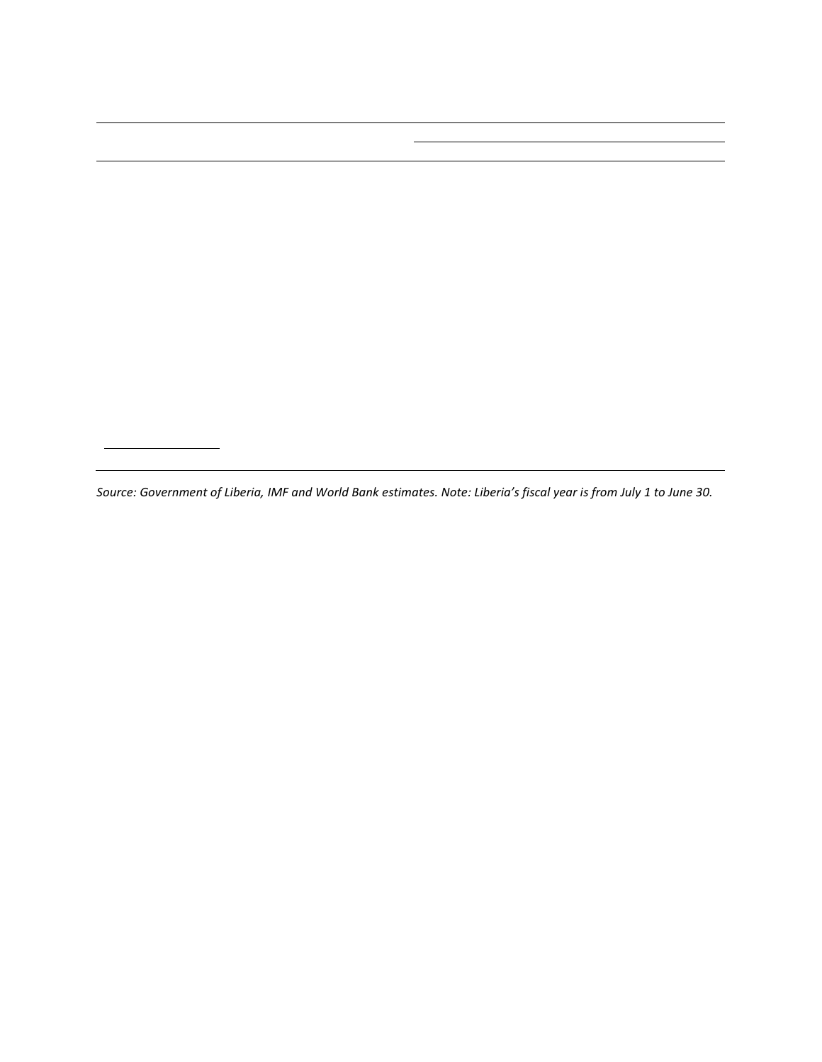Source: Government of Liberia, IMF and World Bank estimates. Note: Liberia's fiscal year is from July 1 to June 30.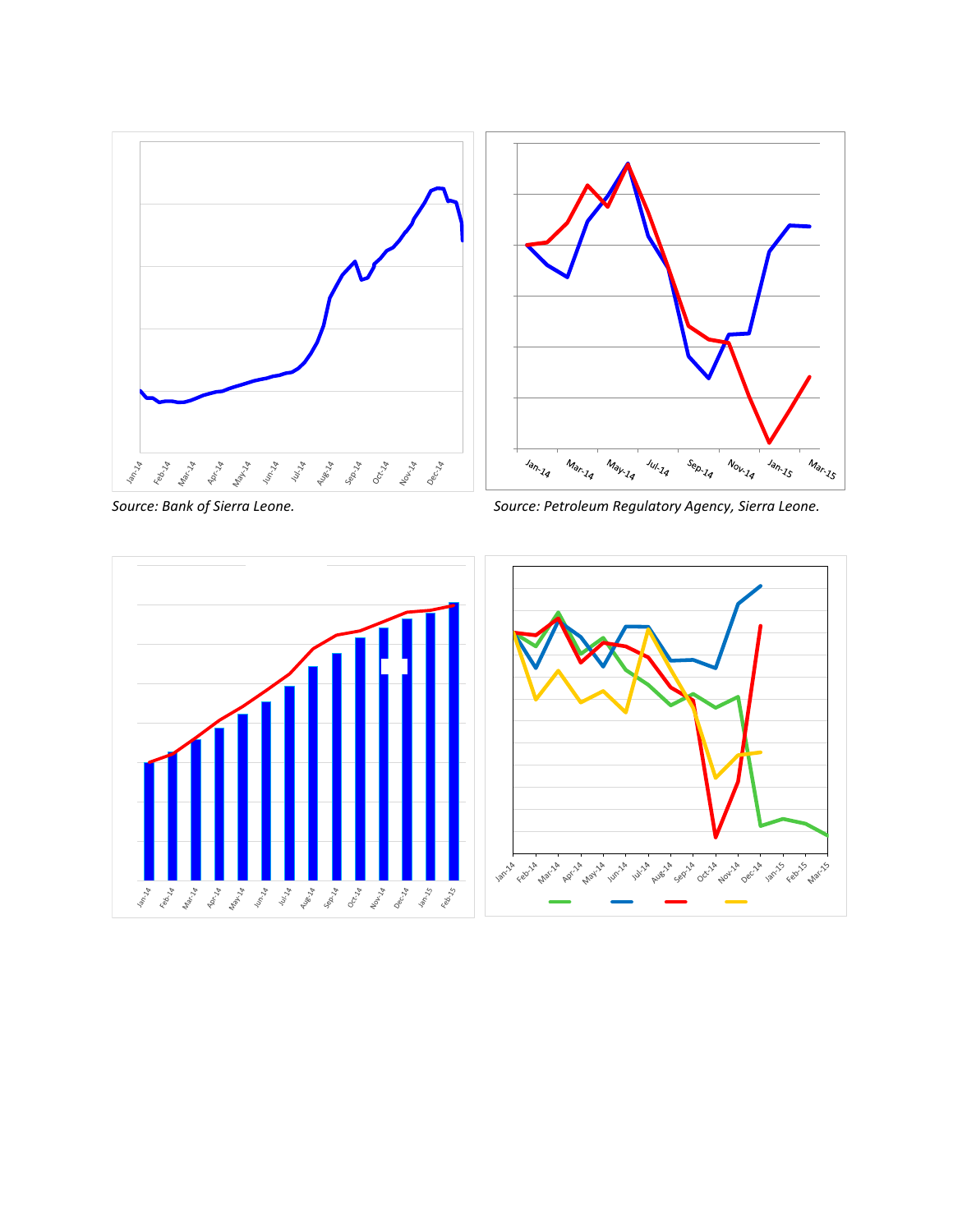Source: *Bank of Sierra Leone.*

Source: *Petroleum Regulatory Agency, Sierra Leone.*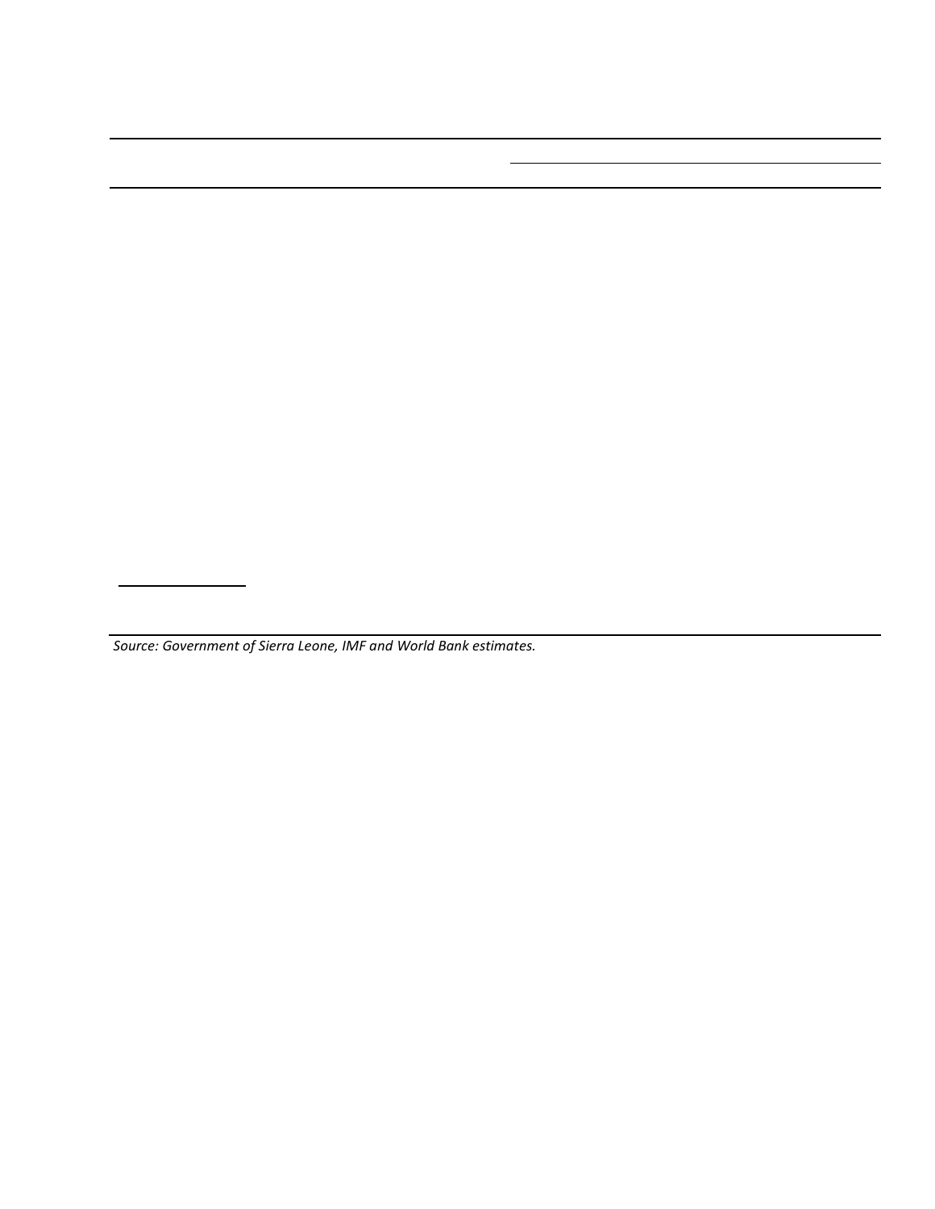*Source: Government of Sierra Leone, IMF and World Bank estimates.*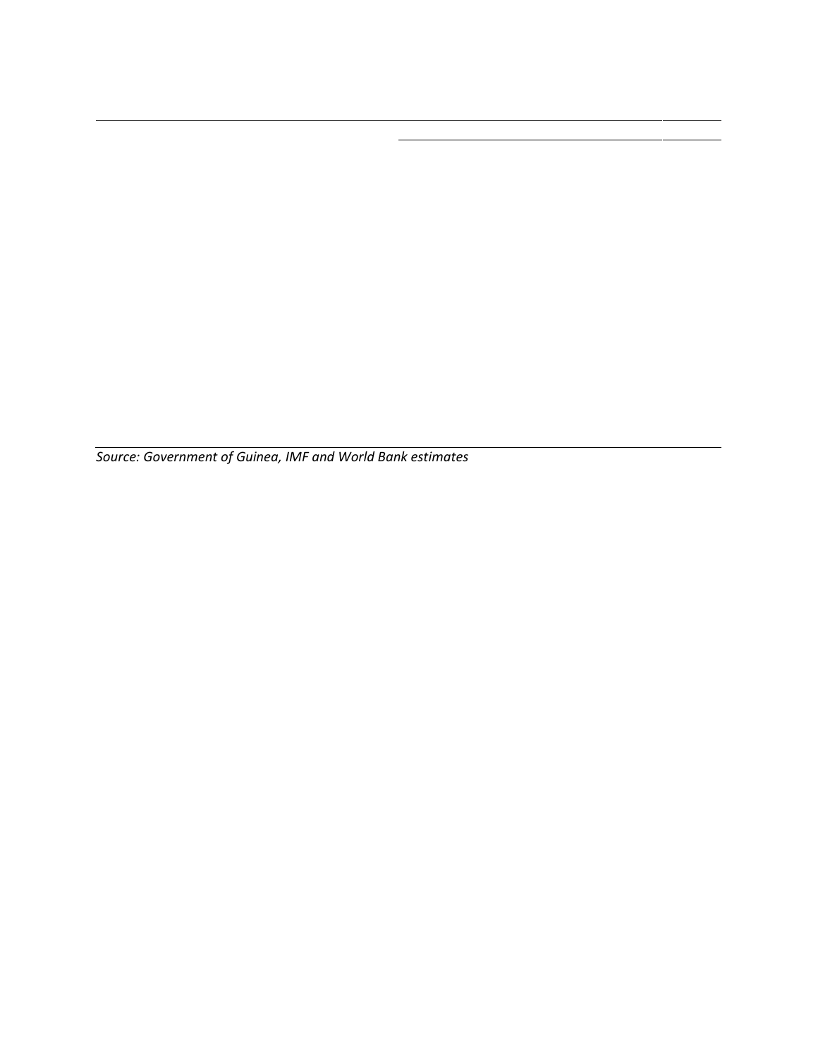*Source: Government of Guinea, IMF and World Bank estimates*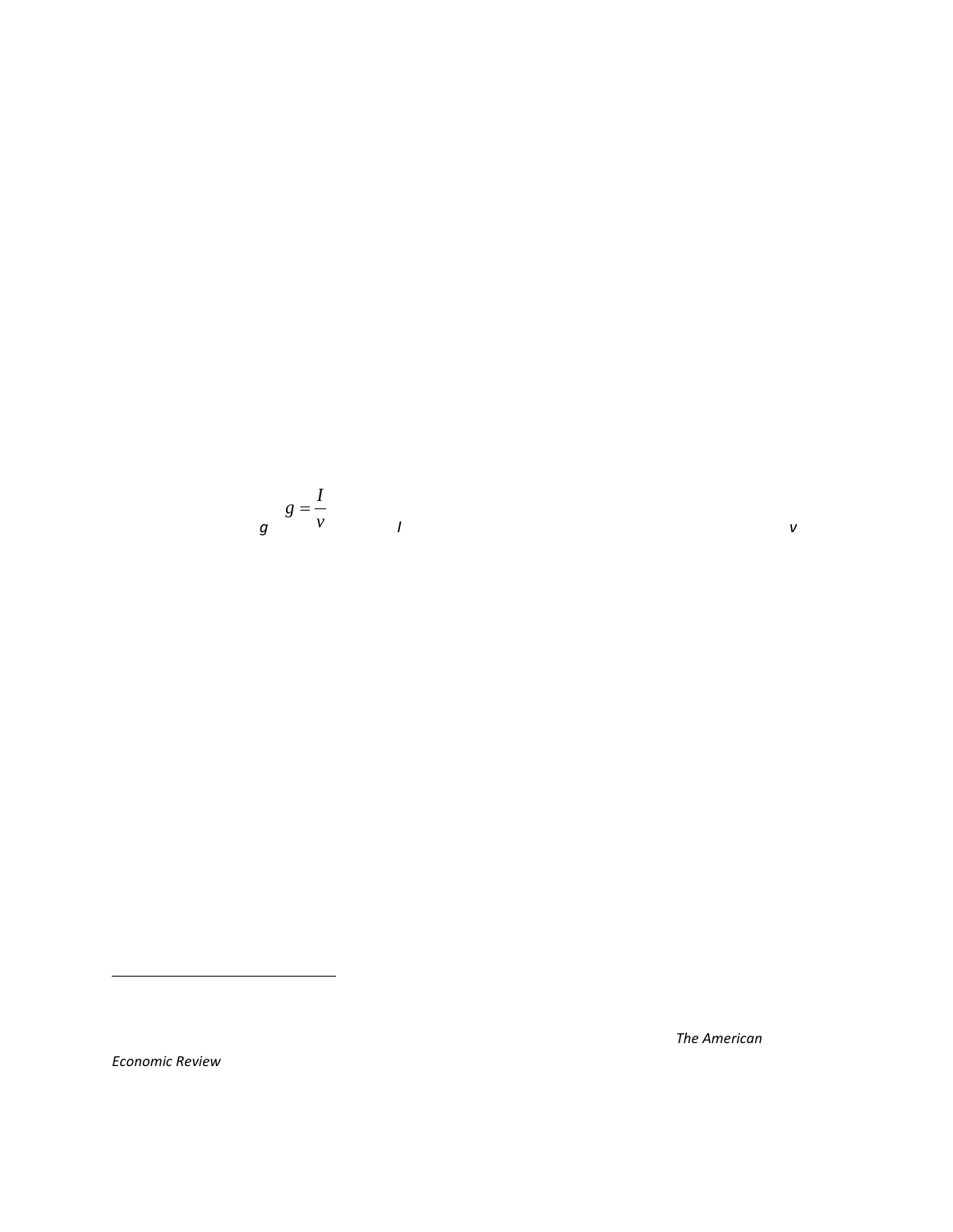$$g = \frac{I}{v}$$

*g* *I* *v*

---

*The American Economic Review*